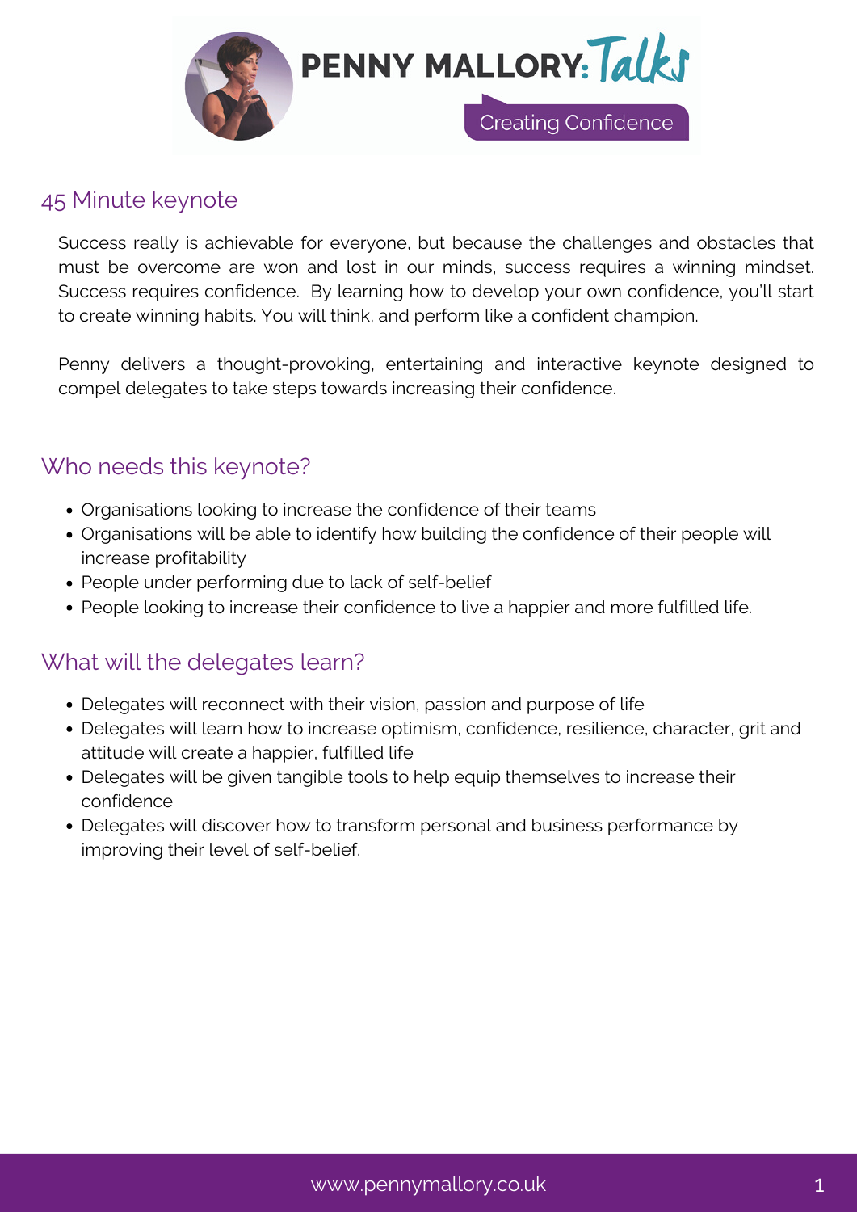# PENNY MALLORY: Talks

Creating Confidence

## 45 Minute keynote

Success really is achievable for everyone, but because the challenges and obstacles that must be overcome are won and lost in our minds, success requires a winning mindset. Success requires confidence. By learning how to develop your own confidence, you'll start to create winning habits. You will think, and perform like a confident champion.

Penny delivers a thought-provoking, entertaining and interactive keynote designed to compel delegates to take steps towards increasing their confidence.

## Who needs this keynote?

- Organisations looking to increase the confidence of their teams
- Organisations will be able to identify how building the confidence of their people will increase profitability
- People under performing due to lack of self-belief
- People looking to increase their confidence to live a happier and more fulfilled life.

## What will the delegates learn?

- Delegates will reconnect with their vision, passion and purpose of life
- Delegates will learn how to increase optimism, confidence, resilience, character, grit and attitude will create a happier, fulfilled life
- Delegates will be given tangible tools to help equip themselves to increase their confidence
- Delegates will discover how to transform personal and business performance by improving their level of self-belief.

www.pennymallory.co.uk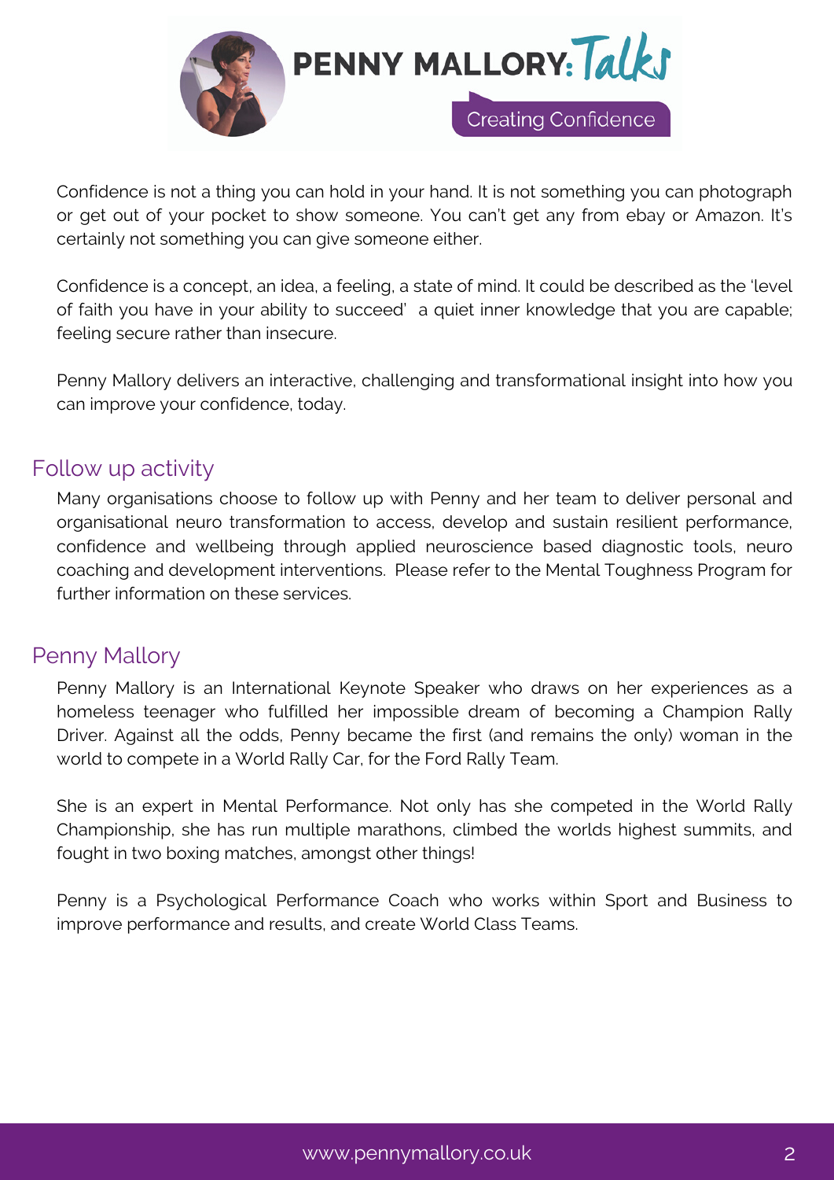# PENNY MALLORY: Talks

## Creating Confidence

Confidence is not a thing you can hold in your hand. It is not something you can photograph or get out of your pocket to show someone. You can't get any from ebay or Amazon. It's certainly not something you can give someone either.

Confidence is a concept, an idea, a feeling, a state of mind. It could be described as the 'level of faith you have in your ability to succeed' a quiet inner knowledge that you are capable; feeling secure rather than insecure.

Penny Mallory delivers an interactive, challenging and transformational insight into how you can improve your confidence, today.

## Follow up activity

Many organisations choose to follow up with Penny and her team to deliver personal and organisational neuro transformation to access, develop and sustain resilient performance, confidence and wellbeing through applied neuroscience based diagnostic tools, neuro coaching and development interventions. Please refer to the Mental Toughness Program for further information on these services.

## Penny Mallory

Penny Mallory is an International Keynote Speaker who draws on her experiences as a homeless teenager who fulfilled her impossible dream of becoming a Champion Rally Driver. Against all the odds, Penny became the first (and remains the only) woman in the world to compete in a World Rally Car, for the Ford Rally Team.

She is an expert in Mental Performance. Not only has she competed in the World Rally Championship, she has run multiple marathons, climbed the worlds highest summits, and fought in two boxing matches, amongst other things!

Penny is a Psychological Performance Coach who works within Sport and Business to improve performance and results, and create World Class Teams.

www.pennymallory.co.uk